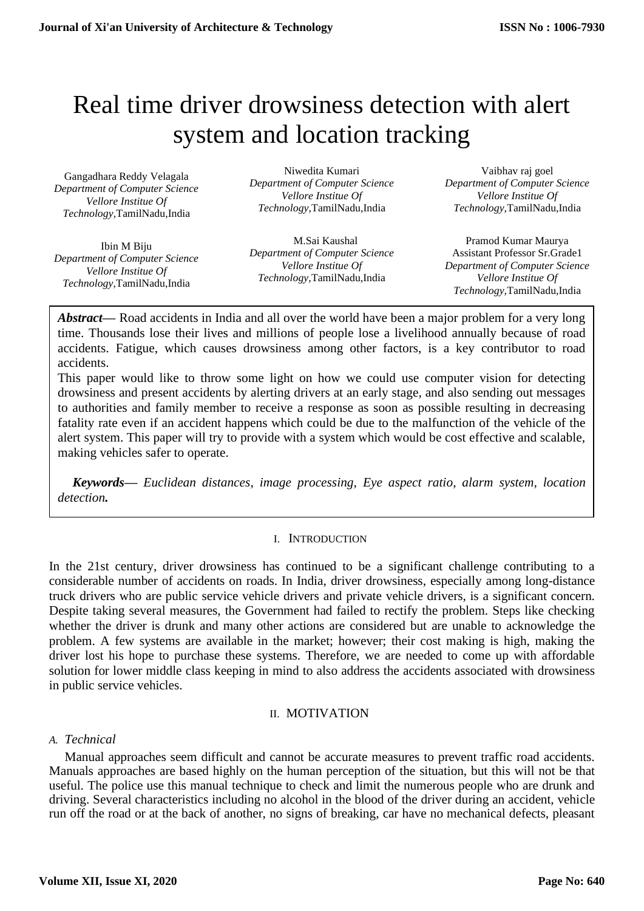# Real time driver drowsiness detection with alert system and location tracking

Gangadhara Reddy Velagala
*Department of Computer Science*
*Vellore Institue Of Technology*,TamilNadu,India

Niwedita Kumari
*Department of Computer Science*
*Vellore Institue Of Technology*,TamilNadu,India

Vaibhav raj goel
*Department of Computer Science*
*Vellore Institue Of Technology*,TamilNadu,India

Ibin M Biju
*Department of Computer Science*
*Vellore Institue Of Technology*,TamilNadu,India

M.Sai Kaushal
*Department of Computer Science*
*Vellore Institue Of Technology*,TamilNadu,India

Pramod Kumar Maurya
Assistant Professor Sr.Grade1
*Department of Computer Science*
*Vellore Institue Of Technology*,TamilNadu,India

***Abstract*—** Road accidents in India and all over the world have been a major problem for a very long time. Thousands lose their lives and millions of people lose a livelihood annually because of road accidents. Fatigue, which causes drowsiness among other factors, is a key contributor to road accidents.

This paper would like to throw some light on how we could use computer vision for detecting drowsiness and present accidents by alerting drivers at an early stage, and also sending out messages to authorities and family member to receive a response as soon as possible resulting in decreasing fatality rate even if an accident happens which could be due to the malfunction of the vehicle of the alert system. This paper will try to provide with a system which would be cost effective and scalable, making vehicles safer to operate.

***Keywords*—** *Euclidean distances, image processing, Eye aspect ratio, alarm system, location detection.*

## I. Introduction

In the 21st century, driver drowsiness has continued to be a significant challenge contributing to a considerable number of accidents on roads. In India, driver drowsiness, especially among long-distance truck drivers who are public service vehicle drivers and private vehicle drivers, is a significant concern. Despite taking several measures, the Government had failed to rectify the problem. Steps like checking whether the driver is drunk and many other actions are considered but are unable to acknowledge the problem. A few systems are available in the market; however; their cost making is high, making the driver lost his hope to purchase these systems. Therefore, we are needed to come up with affordable solution for lower middle class keeping in mind to also address the accidents associated with drowsiness in public service vehicles.

## II. MOTIVATION

### A. Technical

Manual approaches seem difficult and cannot be accurate measures to prevent traffic road accidents. Manuals approaches are based highly on the human perception of the situation, but this will not be that useful. The police use this manual technique to check and limit the numerous people who are drunk and driving. Several characteristics including no alcohol in the blood of the driver during an accident, vehicle run off the road or at the back of another, no signs of breaking, car have no mechanical defects, pleasant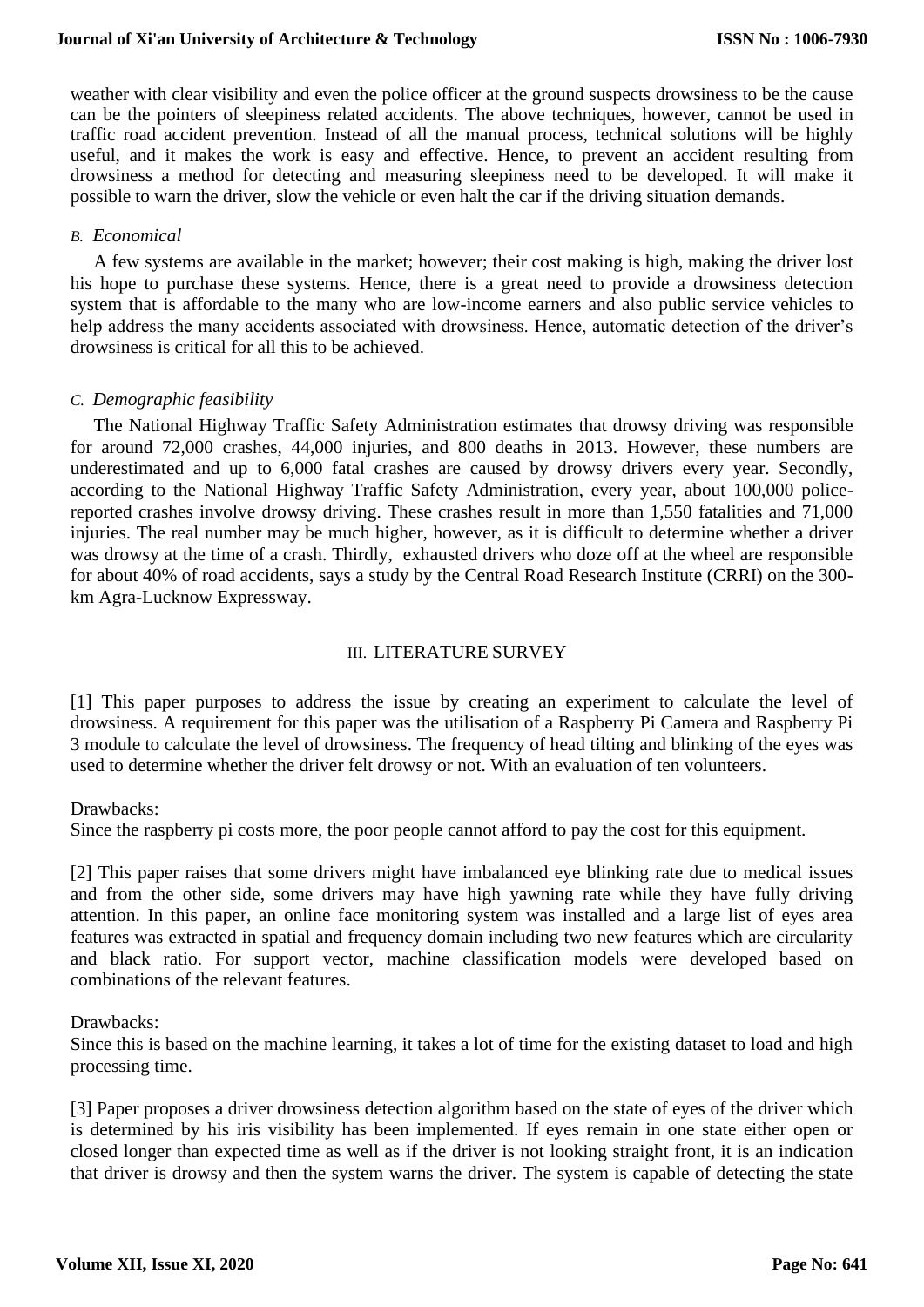weather with clear visibility and even the police officer at the ground suspects drowsiness to be the cause can be the pointers of sleepiness related accidents. The above techniques, however, cannot be used in traffic road accident prevention. Instead of all the manual process, technical solutions will be highly useful, and it makes the work is easy and effective. Hence, to prevent an accident resulting from drowsiness a method for detecting and measuring sleepiness need to be developed. It will make it possible to warn the driver, slow the vehicle or even halt the car if the driving situation demands.

### *B. Economical*

A few systems are available in the market; however; their cost making is high, making the driver lost his hope to purchase these systems. Hence, there is a great need to provide a drowsiness detection system that is affordable to the many who are low-income earners and also public service vehicles to help address the many accidents associated with drowsiness. Hence, automatic detection of the driver's drowsiness is critical for all this to be achieved.

### *C. Demographic feasibility*

The National Highway Traffic Safety Administration estimates that drowsy driving was responsible for around 72,000 crashes, 44,000 injuries, and 800 deaths in 2013. However, these numbers are underestimated and up to 6,000 fatal crashes are caused by drowsy drivers every year. Secondly, according to the National Highway Traffic Safety Administration, every year, about 100,000 police-reported crashes involve drowsy driving. These crashes result in more than 1,550 fatalities and 71,000 injuries. The real number may be much higher, however, as it is difficult to determine whether a driver was drowsy at the time of a crash. Thirdly, exhausted drivers who doze off at the wheel are responsible for about 40% of road accidents, says a study by the Central Road Research Institute (CRRI) on the 300-km Agra-Lucknow Expressway.

## III. LITERATURE SURVEY

[1] This paper purposes to address the issue by creating an experiment to calculate the level of drowsiness. A requirement for this paper was the utilisation of a Raspberry Pi Camera and Raspberry Pi 3 module to calculate the level of drowsiness. The frequency of head tilting and blinking of the eyes was used to determine whether the driver felt drowsy or not. With an evaluation of ten volunteers.

Drawbacks:
Since the raspberry pi costs more, the poor people cannot afford to pay the cost for this equipment.

[2] This paper raises that some drivers might have imbalanced eye blinking rate due to medical issues and from the other side, some drivers may have high yawning rate while they have fully driving attention. In this paper, an online face monitoring system was installed and a large list of eyes area features was extracted in spatial and frequency domain including two new features which are circularity and black ratio. For support vector, machine classification models were developed based on combinations of the relevant features.

Drawbacks:
Since this is based on the machine learning, it takes a lot of time for the existing dataset to load and high processing time.

[3] Paper proposes a driver drowsiness detection algorithm based on the state of eyes of the driver which is determined by his iris visibility has been implemented. If eyes remain in one state either open or closed longer than expected time as well as if the driver is not looking straight front, it is an indication that driver is drowsy and then the system warns the driver. The system is capable of detecting the state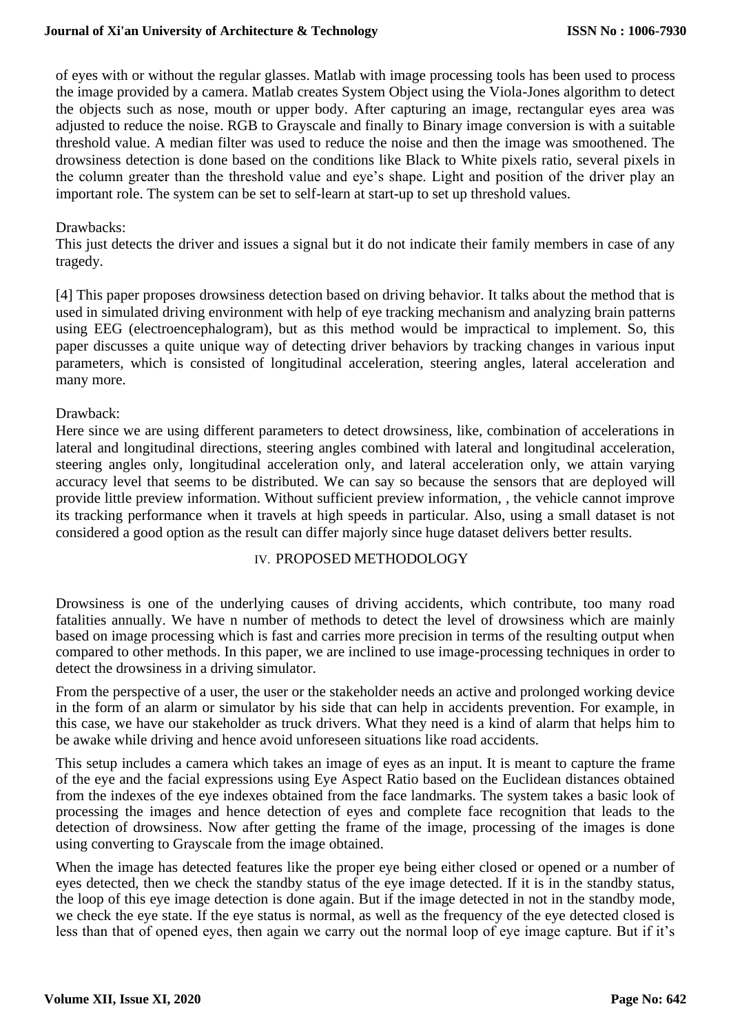of eyes with or without the regular glasses. Matlab with image processing tools has been used to process the image provided by a camera. Matlab creates System Object using the Viola-Jones algorithm to detect the objects such as nose, mouth or upper body. After capturing an image, rectangular eyes area was adjusted to reduce the noise. RGB to Grayscale and finally to Binary image conversion is with a suitable threshold value. A median filter was used to reduce the noise and then the image was smoothened. The drowsiness detection is done based on the conditions like Black to White pixels ratio, several pixels in the column greater than the threshold value and eye's shape. Light and position of the driver play an important role. The system can be set to self-learn at start-up to set up threshold values.

Drawbacks:
This just detects the driver and issues a signal but it do not indicate their family members in case of any tragedy.

[4] This paper proposes drowsiness detection based on driving behavior. It talks about the method that is used in simulated driving environment with help of eye tracking mechanism and analyzing brain patterns using EEG (electroencephalogram), but as this method would be impractical to implement. So, this paper discusses a quite unique way of detecting driver behaviors by tracking changes in various input parameters, which is consisted of longitudinal acceleration, steering angles, lateral acceleration and many more.

Drawback:
Here since we are using different parameters to detect drowsiness, like, combination of accelerations in lateral and longitudinal directions, steering angles combined with lateral and longitudinal acceleration, steering angles only, longitudinal acceleration only, and lateral acceleration only, we attain varying accuracy level that seems to be distributed. We can say so because the sensors that are deployed will provide little preview information. Without sufficient preview information, , the vehicle cannot improve its tracking performance when it travels at high speeds in particular. Also, using a small dataset is not considered a good option as the result can differ majorly since huge dataset delivers better results.

## IV. PROPOSED METHODOLOGY

Drowsiness is one of the underlying causes of driving accidents, which contribute, too many road fatalities annually. We have n number of methods to detect the level of drowsiness which are mainly based on image processing which is fast and carries more precision in terms of the resulting output when compared to other methods. In this paper, we are inclined to use image-processing techniques in order to detect the drowsiness in a driving simulator.

From the perspective of a user, the user or the stakeholder needs an active and prolonged working device in the form of an alarm or simulator by his side that can help in accidents prevention. For example, in this case, we have our stakeholder as truck drivers. What they need is a kind of alarm that helps him to be awake while driving and hence avoid unforeseen situations like road accidents.

This setup includes a camera which takes an image of eyes as an input. It is meant to capture the frame of the eye and the facial expressions using Eye Aspect Ratio based on the Euclidean distances obtained from the indexes of the eye indexes obtained from the face landmarks. The system takes a basic look of processing the images and hence detection of eyes and complete face recognition that leads to the detection of drowsiness. Now after getting the frame of the image, processing of the images is done using converting to Grayscale from the image obtained.

When the image has detected features like the proper eye being either closed or opened or a number of eyes detected, then we check the standby status of the eye image detected. If it is in the standby status, the loop of this eye image detection is done again. But if the image detected in not in the standby mode, we check the eye state. If the eye status is normal, as well as the frequency of the eye detected closed is less than that of opened eyes, then again we carry out the normal loop of eye image capture. But if it's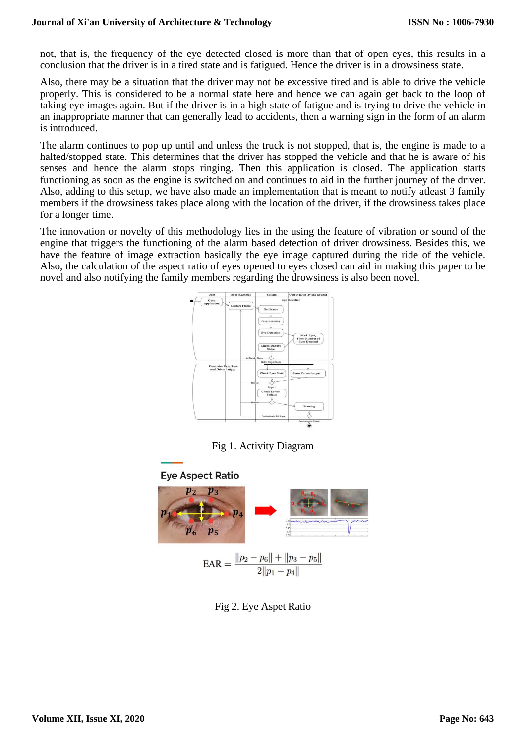not, that is, the frequency of the eye detected closed is more than that of open eyes, this results in a conclusion that the driver is in a tired state and is fatigued. Hence the driver is in a drowsiness state.

Also, there may be a situation that the driver may not be excessive tired and is able to drive the vehicle properly. This is considered to be a normal state here and hence we can again get back to the loop of taking eye images again. But if the driver is in a high state of fatigue and is trying to drive the vehicle in an inappropriate manner that can generally lead to accidents, then a warning sign in the form of an alarm is introduced.

The alarm continues to pop up until and unless the truck is not stopped, that is, the engine is made to a halted/stopped state. This determines that the driver has stopped the vehicle and that he is aware of his senses and hence the alarm stops ringing. Then this application is closed. The application starts functioning as soon as the engine is switched on and continues to aid in the further journey of the driver. Also, adding to this setup, we have also made an implementation that is meant to notify atleast 3 family members if the drowsiness takes place along with the location of the driver, if the drowsiness takes place for a longer time.

The innovation or novelty of this methodology lies in the using the feature of vibration or sound of the engine that triggers the functioning of the alarm based detection of driver drowsiness. Besides this, we have the feature of image extraction basically the eye image captured during the ride of the vehicle. Also, the calculation of the aspect ratio of eyes opened to eyes closed can aid in making this paper to be novel and also notifying the family members regarding the drowsiness is also been novel.

Fig 1. Activity Diagram

$$\text{EAR} = \frac{\|p_2 - p_6\| + \|p_3 - p_5\|}{2\|p_1 - p_4\|}$$

Fig 2. Eye Aspet Ratio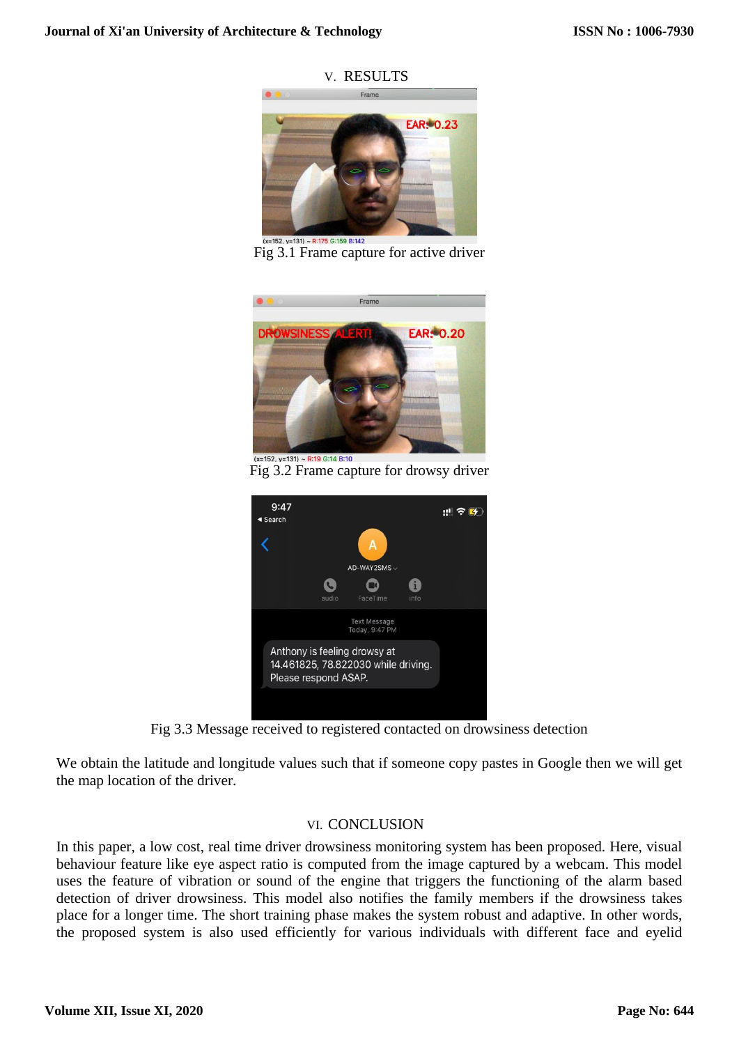## V. RESULTS

Fig 3.1 Frame capture for active driver

Fig 3.2 Frame capture for drowsy driver

Fig 3.3 Message received to registered contacted on drowsiness detection

We obtain the latitude and longitude values such that if someone copy pastes in Google then we will get the map location of the driver.

## VI. CONCLUSION

In this paper, a low cost, real time driver drowsiness monitoring system has been proposed. Here, visual behaviour feature like eye aspect ratio is computed from the image captured by a webcam. This model uses the feature of vibration or sound of the engine that triggers the functioning of the alarm based detection of driver drowsiness. This model also notifies the family members if the drowsiness takes place for a longer time. The short training phase makes the system robust and adaptive. In other words, the proposed system is also used efficiently for various individuals with different face and eyelid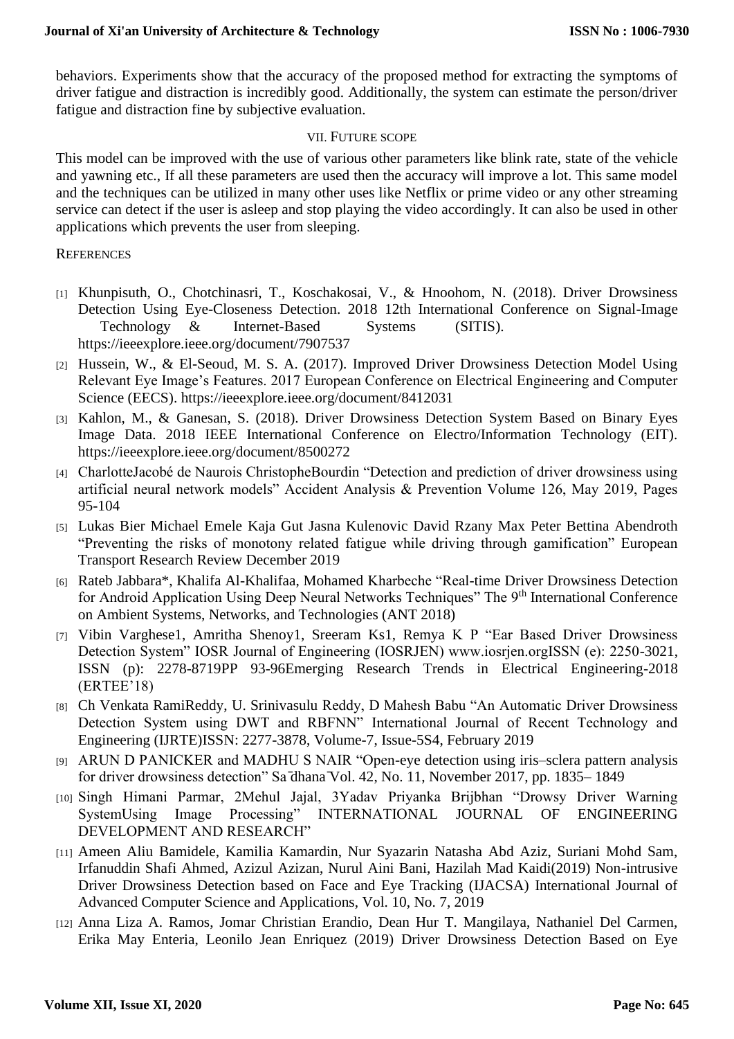behaviors. Experiments show that the accuracy of the proposed method for extracting the symptoms of driver fatigue and distraction is incredibly good. Additionally, the system can estimate the person/driver fatigue and distraction fine by subjective evaluation.

## VII. Future scope

This model can be improved with the use of various other parameters like blink rate, state of the vehicle and yawning etc., If all these parameters are used then the accuracy will improve a lot. This same model and the techniques can be utilized in many other uses like Netflix or prime video or any other streaming service can detect if the user is asleep and stop playing the video accordingly. It can also be used in other applications which prevents the user from sleeping.

## References

[1] Khunpisuth, O., Chotchinasri, T., Koschakosai, V., & Hnoohom, N. (2018). Driver Drowsiness Detection Using Eye-Closeness Detection. 2018 12th International Conference on Signal-Image Technology & Internet-Based Systems (SITIS). https://ieeexplore.ieee.org/document/7907537

[2] Hussein, W., & El-Seoud, M. S. A. (2017). Improved Driver Drowsiness Detection Model Using Relevant Eye Image's Features. 2017 European Conference on Electrical Engineering and Computer Science (EECS). https://ieeexplore.ieee.org/document/8412031

[3] Kahlon, M., & Ganesan, S. (2018). Driver Drowsiness Detection System Based on Binary Eyes Image Data. 2018 IEEE International Conference on Electro/Information Technology (EIT). https://ieeexplore.ieee.org/document/8500272

[4] CharlotteJacobé de Naurois ChristopheBourdin "Detection and prediction of driver drowsiness using artificial neural network models" Accident Analysis & Prevention Volume 126, May 2019, Pages 95-104

[5] Lukas Bier Michael Emele Kaja Gut Jasna Kulenovic David Rzany Max Peter Bettina Abendroth "Preventing the risks of monotony related fatigue while driving through gamification" European Transport Research Review December 2019

[6] Rateb Jabbara*, Khalifa Al-Khalifaa, Mohamed Kharbeche "Real-time Driver Drowsiness Detection for Android Application Using Deep Neural Networks Techniques" The 9th International Conference on Ambient Systems, Networks, and Technologies (ANT 2018)

[7] Vibin Varghese1, Amritha Shenoy1, Sreeram Ks1, Remya K P "Ear Based Driver Drowsiness Detection System" IOSR Journal of Engineering (IOSRJEN) www.iosrjen.orgISSN (e): 2250-3021, ISSN (p): 2278-8719PP 93-96Emerging Research Trends in Electrical Engineering-2018 (ERTEE'18)

[8] Ch Venkata RamiReddy, U. Srinivasulu Reddy, D Mahesh Babu "An Automatic Driver Drowsiness Detection System using DWT and RBFNN" International Journal of Recent Technology and Engineering (IJRTE)ISSN: 2277-3878, Volume-7, Issue-5S4, February 2019

[9] ARUN D PANICKER and MADHU S NAIR "Open-eye detection using iris–sclera pattern analysis for driver drowsiness detection" Sādhanā Vol. 42, No. 11, November 2017, pp. 1835– 1849

[10] Singh Himani Parmar, 2Mehul Jajal, 3Yadav Priyanka Brijbhan "Drowsy Driver Warning SystemUsing Image Processing" INTERNATIONAL JOURNAL OF ENGINEERING DEVELOPMENT AND RESEARCH"

[11] Ameen Aliu Bamidele, Kamilia Kamardin, Nur Syazarin Natasha Abd Aziz, Suriani Mohd Sam, Irfanuddin Shafi Ahmed, Azizul Azizan, Nurul Aini Bani, Hazilah Mad Kaidi(2019) Non-intrusive Driver Drowsiness Detection based on Face and Eye Tracking (IJACSA) International Journal of Advanced Computer Science and Applications, Vol. 10, No. 7, 2019

[12] Anna Liza A. Ramos, Jomar Christian Erandio, Dean Hur T. Mangilaya, Nathaniel Del Carmen, Erika May Enteria, Leonilo Jean Enriquez (2019) Driver Drowsiness Detection Based on Eye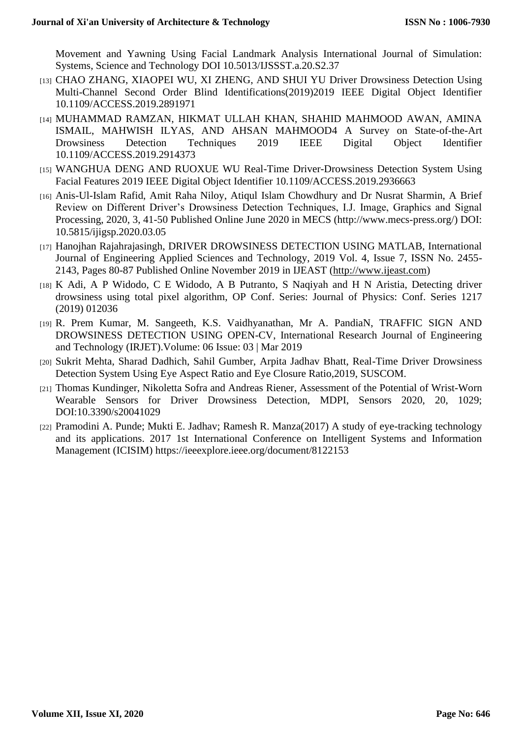Movement and Yawning Using Facial Landmark Analysis International Journal of Simulation: Systems, Science and Technology DOI 10.5013/IJSSST.a.20.S2.37

[13] CHAO ZHANG, XIAOPEI WU, XI ZHENG, AND SHUI YU Driver Drowsiness Detection Using Multi-Channel Second Order Blind Identifications(2019)2019 IEEE Digital Object Identifier 10.1109/ACCESS.2019.2891971

[14] MUHAMMAD RAMZAN, HIKMAT ULLAH KHAN, SHAHID MAHMOOD AWAN, AMINA ISMAIL, MAHWISH ILYAS, AND AHSAN MAHMOOD4 A Survey on State-of-the-Art Drowsiness Detection Techniques 2019 IEEE Digital Object Identifier 10.1109/ACCESS.2019.2914373

[15] WANGHUA DENG AND RUOXUE WU Real-Time Driver-Drowsiness Detection System Using Facial Features 2019 IEEE Digital Object Identifier 10.1109/ACCESS.2019.2936663

[16] Anis-Ul-Islam Rafid, Amit Raha Niloy, Atiqul Islam Chowdhury and Dr Nusrat Sharmin, A Brief Review on Different Driver's Drowsiness Detection Techniques, I.J. Image, Graphics and Signal Processing, 2020, 3, 41-50 Published Online June 2020 in MECS (http://www.mecs-press.org/) DOI: 10.5815/ijigsp.2020.03.05

[17] Hanojhan Rajahrajasingh, DRIVER DROWSINESS DETECTION USING MATLAB, International Journal of Engineering Applied Sciences and Technology, 2019 Vol. 4, Issue 7, ISSN No. 2455-2143, Pages 80-87 Published Online November 2019 in IJEAST (http://www.ijeast.com)

[18] K Adi, A P Widodo, C E Widodo, A B Putranto, S Naqiyah and H N Aristia, Detecting driver drowsiness using total pixel algorithm, OP Conf. Series: Journal of Physics: Conf. Series 1217 (2019) 012036

[19] R. Prem Kumar, M. Sangeeth, K.S. Vaidhyanathan, Mr A. PandiaN, TRAFFIC SIGN AND DROWSINESS DETECTION USING OPEN-CV, International Research Journal of Engineering and Technology (IRJET).Volume: 06 Issue: 03 | Mar 2019

[20] Sukrit Mehta, Sharad Dadhich, Sahil Gumber, Arpita Jadhav Bhatt, Real-Time Driver Drowsiness Detection System Using Eye Aspect Ratio and Eye Closure Ratio,2019, SUSCOM.

[21] Thomas Kundinger, Nikoletta Sofra and Andreas Riener, Assessment of the Potential of Wrist-Worn Wearable Sensors for Driver Drowsiness Detection, MDPI, Sensors 2020, 20, 1029; DOI:10.3390/s20041029

[22] Pramodini A. Punde; Mukti E. Jadhav; Ramesh R. Manza(2017) A study of eye-tracking technology and its applications. 2017 1st International Conference on Intelligent Systems and Information Management (ICISIM) https://ieeexplore.ieee.org/document/8122153